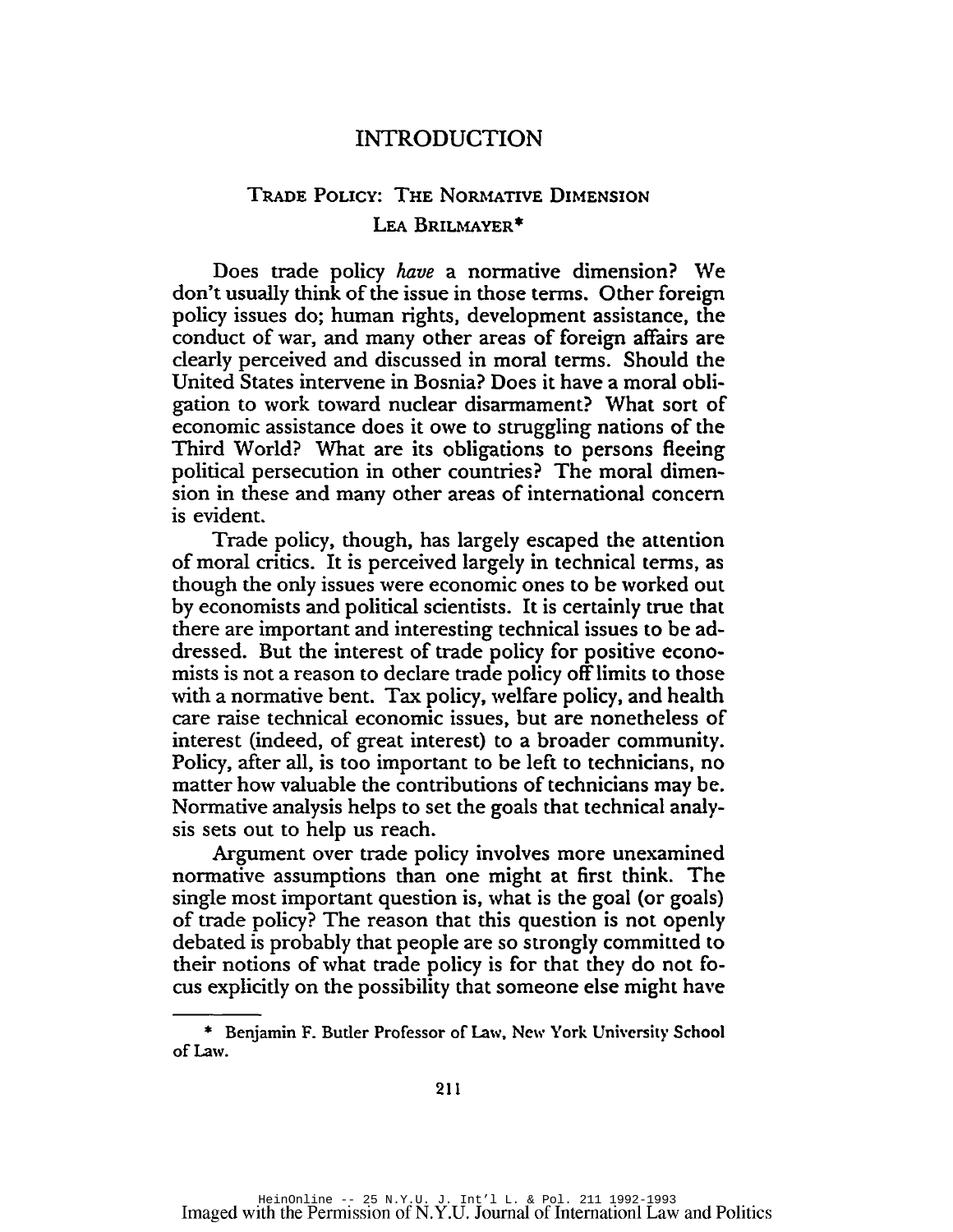# INTRODUCTION

## Trade Policy: The Normative Dimension

### Lea Brilmayer*

Does trade policy *have* a normative dimension? We don't usually think of the issue in those terms. Other foreign policy issues do; human rights, development assistance, the conduct of war, and many other areas of foreign affairs are clearly perceived and discussed in moral terms. Should the United States intervene in Bosnia? Does it have a moral obligation to work toward nuclear disarmament? What sort of economic assistance does it owe to struggling nations of the Third World? What are its obligations to persons fleeing political persecution in other countries? The moral dimension in these and many other areas of international concern is evident.

Trade policy, though, has largely escaped the attention of moral critics. It is perceived largely in technical terms, as though the only issues were economic ones to be worked out by economists and political scientists. It is certainly true that there are important and interesting technical issues to be addressed. But the interest of trade policy for positive economists is not a reason to declare trade policy off limits to those with a normative bent. Tax policy, welfare policy, and health care raise technical economic issues, but are nonetheless of interest (indeed, of great interest) to a broader community. Policy, after all, is too important to be left to technicians, no matter how valuable the contributions of technicians may be. Normative analysis helps to set the goals that technical analysis sets out to help us reach.

Argument over trade policy involves more unexamined normative assumptions than one might at first think. The single most important question is, what is the goal (or goals) of trade policy? The reason that this question is not openly debated is probably that people are so strongly committed to their notions of what trade policy is for that they do not focus explicitly on the possibility that someone else might have

---

\* Benjamin F. Butler Professor of Law, New York University School of Law.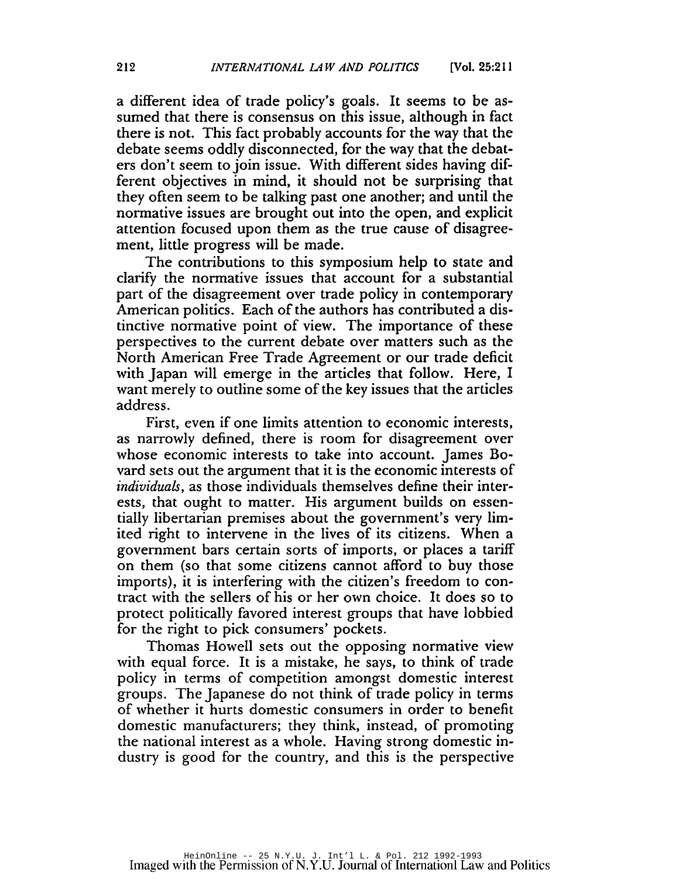a different idea of trade policy's goals. It seems to be assumed that there is consensus on this issue, although in fact there is not. This fact probably accounts for the way that the debate seems oddly disconnected, for the way that the debaters don't seem to join issue. With different sides having different objectives in mind, it should not be surprising that they often seem to be talking past one another; and until the normative issues are brought out into the open, and explicit attention focused upon them as the true cause of disagreement, little progress will be made.

The contributions to this symposium help to state and clarify the normative issues that account for a substantial part of the disagreement over trade policy in contemporary American politics. Each of the authors has contributed a distinctive normative point of view. The importance of these perspectives to the current debate over matters such as the North American Free Trade Agreement or our trade deficit with Japan will emerge in the articles that follow. Here, I want merely to outline some of the key issues that the articles address.

First, even if one limits attention to economic interests, as narrowly defined, there is room for disagreement over whose economic interests to take into account. James Bovard sets out the argument that it is the economic interests of *individuals*, as those individuals themselves define their interests, that ought to matter. His argument builds on essentially libertarian premises about the government's very limited right to intervene in the lives of its citizens. When a government bars certain sorts of imports, or places a tariff on them (so that some citizens cannot afford to buy those imports), it is interfering with the citizen's freedom to contract with the sellers of his or her own choice. It does so to protect politically favored interest groups that have lobbied for the right to pick consumers' pockets.

Thomas Howell sets out the opposing normative view with equal force. It is a mistake, he says, to think of trade policy in terms of competition amongst domestic interest groups. The Japanese do not think of trade policy in terms of whether it hurts domestic consumers in order to benefit domestic manufacturers; they think, instead, of promoting the national interest as a whole. Having strong domestic industry is good for the country, and this is the perspective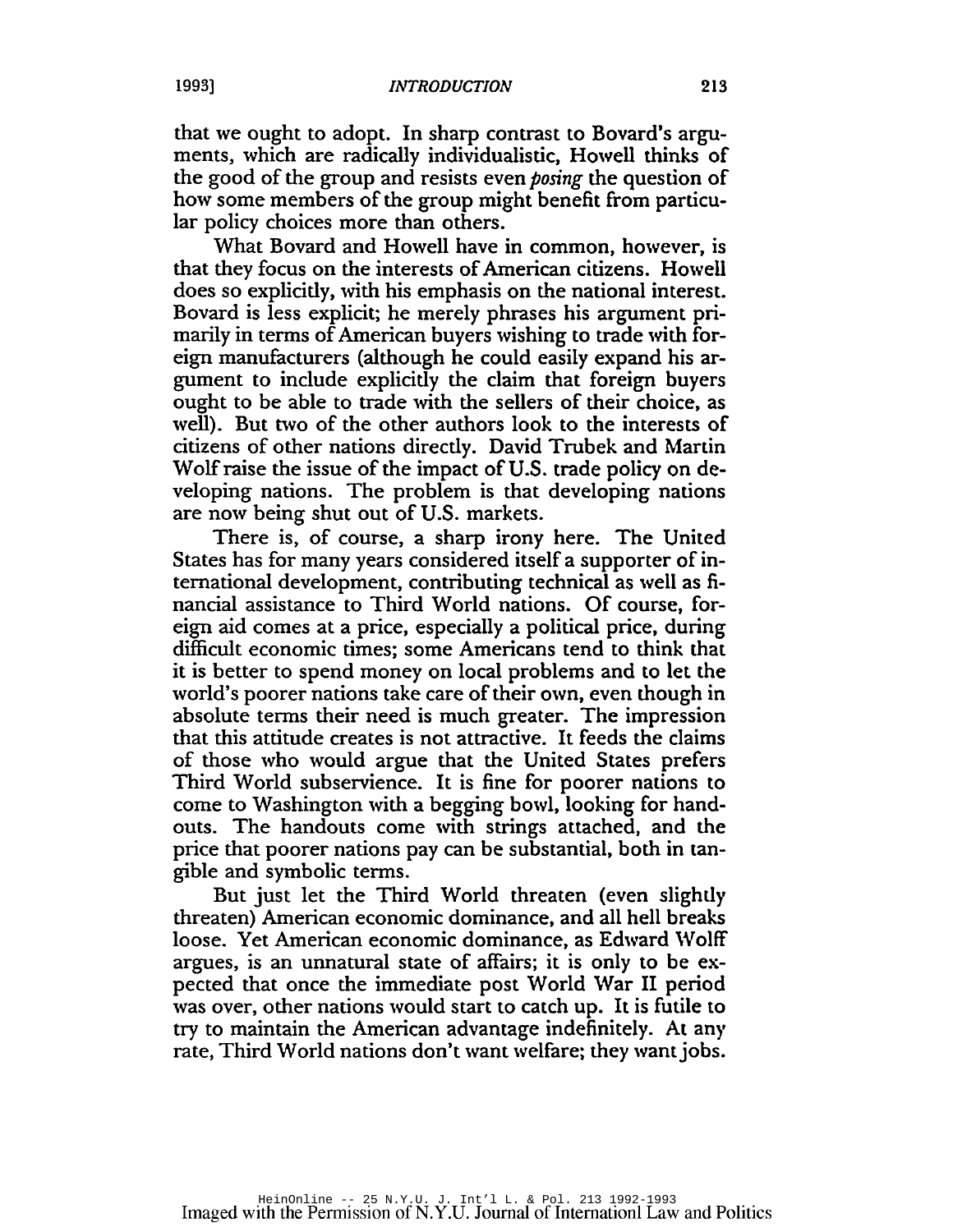that we ought to adopt. In sharp contrast to Bovard's arguments, which are radically individualistic, Howell thinks of the good of the group and resists even *posing* the question of how some members of the group might benefit from particular policy choices more than others.

What Bovard and Howell have in common, however, is that they focus on the interests of American citizens. Howell does so explicitly, with his emphasis on the national interest. Bovard is less explicit; he merely phrases his argument primarily in terms of American buyers wishing to trade with foreign manufacturers (although he could easily expand his argument to include explicitly the claim that foreign buyers ought to be able to trade with the sellers of their choice, as well). But two of the other authors look to the interests of citizens of other nations directly. David Trubek and Martin Wolf raise the issue of the impact of U.S. trade policy on developing nations. The problem is that developing nations are now being shut out of U.S. markets.

There is, of course, a sharp irony here. The United States has for many years considered itself a supporter of international development, contributing technical as well as financial assistance to Third World nations. Of course, foreign aid comes at a price, especially a political price, during difficult economic times; some Americans tend to think that it is better to spend money on local problems and to let the world's poorer nations take care of their own, even though in absolute terms their need is much greater. The impression that this attitude creates is not attractive. It feeds the claims of those who would argue that the United States prefers Third World subservience. It is fine for poorer nations to come to Washington with a begging bowl, looking for handouts. The handouts come with strings attached, and the price that poorer nations pay can be substantial, both in tangible and symbolic terms.

But just let the Third World threaten (even slightly threaten) American economic dominance, and all hell breaks loose. Yet American economic dominance, as Edward Wolff argues, is an unnatural state of affairs; it is only to be expected that once the immediate post World War II period was over, other nations would start to catch up. It is futile to try to maintain the American advantage indefinitely. At any rate, Third World nations don't want welfare; they want jobs.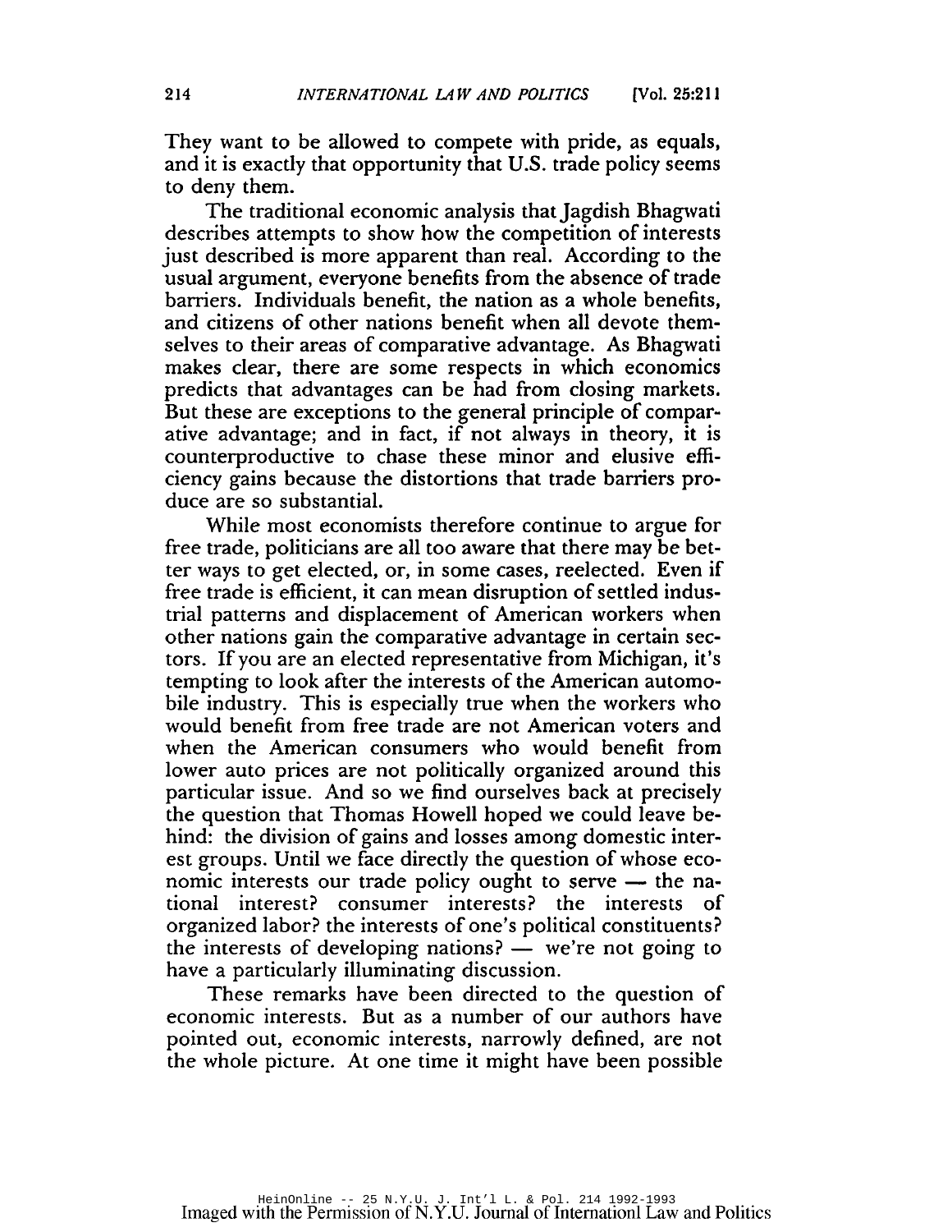They want to be allowed to compete with pride, as equals, and it is exactly that opportunity that U.S. trade policy seems to deny them.

The traditional economic analysis that Jagdish Bhagwati describes attempts to show how the competition of interests just described is more apparent than real. According to the usual argument, everyone benefits from the absence of trade barriers. Individuals benefit, the nation as a whole benefits, and citizens of other nations benefit when all devote themselves to their areas of comparative advantage. As Bhagwati makes clear, there are some respects in which economics predicts that advantages can be had from closing markets. But these are exceptions to the general principle of comparative advantage; and in fact, if not always in theory, it is counterproductive to chase these minor and elusive efficiency gains because the distortions that trade barriers produce are so substantial.

While most economists therefore continue to argue for free trade, politicians are all too aware that there may be better ways to get elected, or, in some cases, reelected. Even if free trade is efficient, it can mean disruption of settled industrial patterns and displacement of American workers when other nations gain the comparative advantage in certain sectors. If you are an elected representative from Michigan, it's tempting to look after the interests of the American automobile industry. This is especially true when the workers who would benefit from free trade are not American voters and when the American consumers who would benefit from lower auto prices are not politically organized around this particular issue. And so we find ourselves back at precisely the question that Thomas Howell hoped we could leave behind: the division of gains and losses among domestic interest groups. Until we face directly the question of whose economic interests our trade policy ought to serve — the national interest? consumer interests? the interests of organized labor? the interests of one's political constituents? the interests of developing nations? — we're not going to have a particularly illuminating discussion.

These remarks have been directed to the question of economic interests. But as a number of our authors have pointed out, economic interests, narrowly defined, are not the whole picture. At one time it might have been possible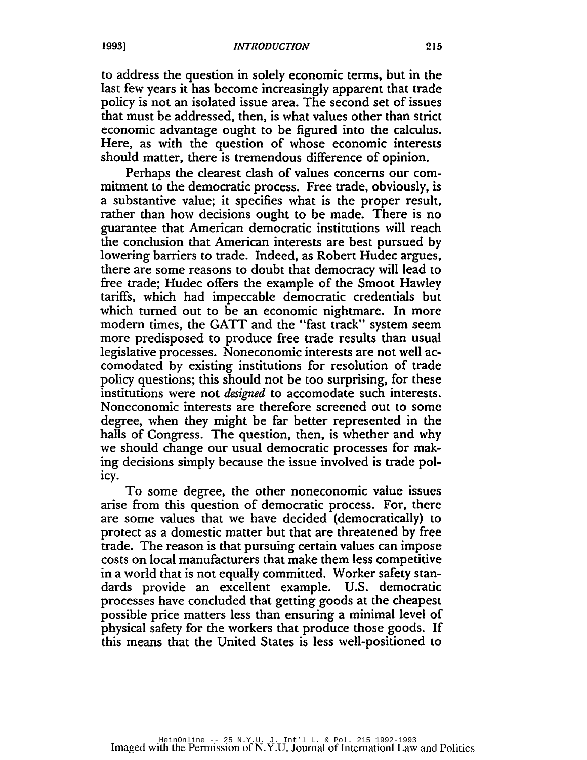to address the question in solely economic terms, but in the last few years it has become increasingly apparent that trade policy is not an isolated issue area. The second set of issues that must be addressed, then, is what values other than strict economic advantage ought to be figured into the calculus. Here, as with the question of whose economic interests should matter, there is tremendous difference of opinion.

Perhaps the clearest clash of values concerns our commitment to the democratic process. Free trade, obviously, is a substantive value; it specifies what is the proper result, rather than how decisions ought to be made. There is no guarantee that American democratic institutions will reach the conclusion that American interests are best pursued by lowering barriers to trade. Indeed, as Robert Hudec argues, there are some reasons to doubt that democracy will lead to free trade; Hudec offers the example of the Smoot Hawley tariffs, which had impeccable democratic credentials but which turned out to be an economic nightmare. In more modern times, the GATT and the "fast track" system seem more predisposed to produce free trade results than usual legislative processes. Noneconomic interests are not well accomodated by existing institutions for resolution of trade policy questions; this should not be too surprising, for these institutions were not *designed* to accomodate such interests. Noneconomic interests are therefore screened out to some degree, when they might be far better represented in the halls of Congress. The question, then, is whether and why we should change our usual democratic processes for making decisions simply because the issue involved is trade policy.

To some degree, the other noneconomic value issues arise from this question of democratic process. For, there are some values that we have decided (democratically) to protect as a domestic matter but that are threatened by free trade. The reason is that pursuing certain values can impose costs on local manufacturers that make them less competitive in a world that is not equally committed. Worker safety standards provide an excellent example. U.S. democratic processes have concluded that getting goods at the cheapest possible price matters less than ensuring a minimal level of physical safety for the workers that produce those goods. If this means that the United States is less well-positioned to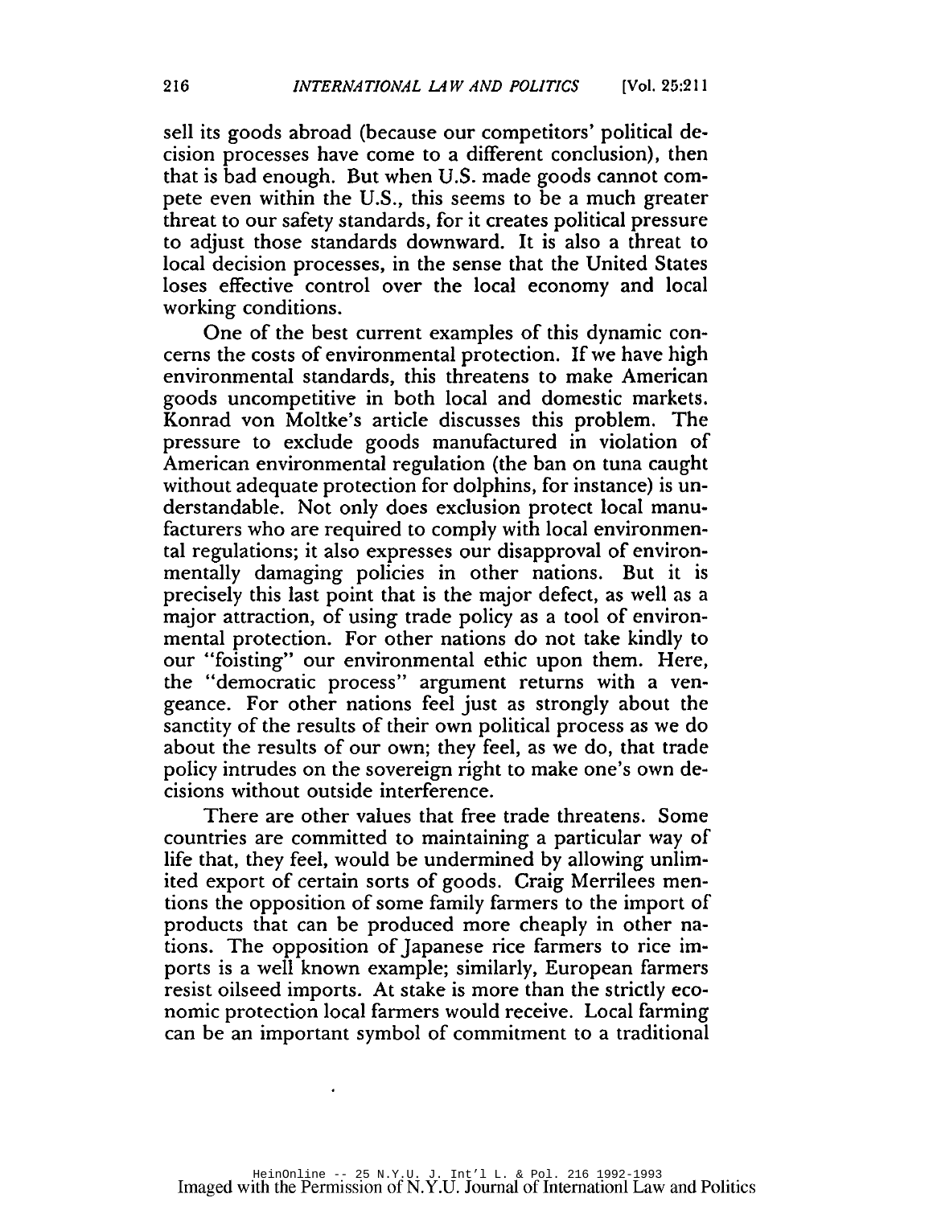sell its goods abroad (because our competitors' political decision processes have come to a different conclusion), then that is bad enough. But when U.S. made goods cannot compete even within the U.S., this seems to be a much greater threat to our safety standards, for it creates political pressure to adjust those standards downward. It is also a threat to local decision processes, in the sense that the United States loses effective control over the local economy and local working conditions.

One of the best current examples of this dynamic concerns the costs of environmental protection. If we have high environmental standards, this threatens to make American goods uncompetitive in both local and domestic markets. Konrad von Moltke's article discusses this problem. The pressure to exclude goods manufactured in violation of American environmental regulation (the ban on tuna caught without adequate protection for dolphins, for instance) is understandable. Not only does exclusion protect local manufacturers who are required to comply with local environmental regulations; it also expresses our disapproval of environmentally damaging policies in other nations. But it is precisely this last point that is the major defect, as well as a major attraction, of using trade policy as a tool of environmental protection. For other nations do not take kindly to our "foisting" our environmental ethic upon them. Here, the "democratic process" argument returns with a vengeance. For other nations feel just as strongly about the sanctity of the results of their own political process as we do about the results of our own; they feel, as we do, that trade policy intrudes on the sovereign right to make one's own decisions without outside interference.

There are other values that free trade threatens. Some countries are committed to maintaining a particular way of life that, they feel, would be undermined by allowing unlimited export of certain sorts of goods. Craig Merrilees mentions the opposition of some family farmers to the import of products that can be produced more cheaply in other nations. The opposition of Japanese rice farmers to rice imports is a well known example; similarly, European farmers resist oilseed imports. At stake is more than the strictly economic protection local farmers would receive. Local farming can be an important symbol of commitment to a traditional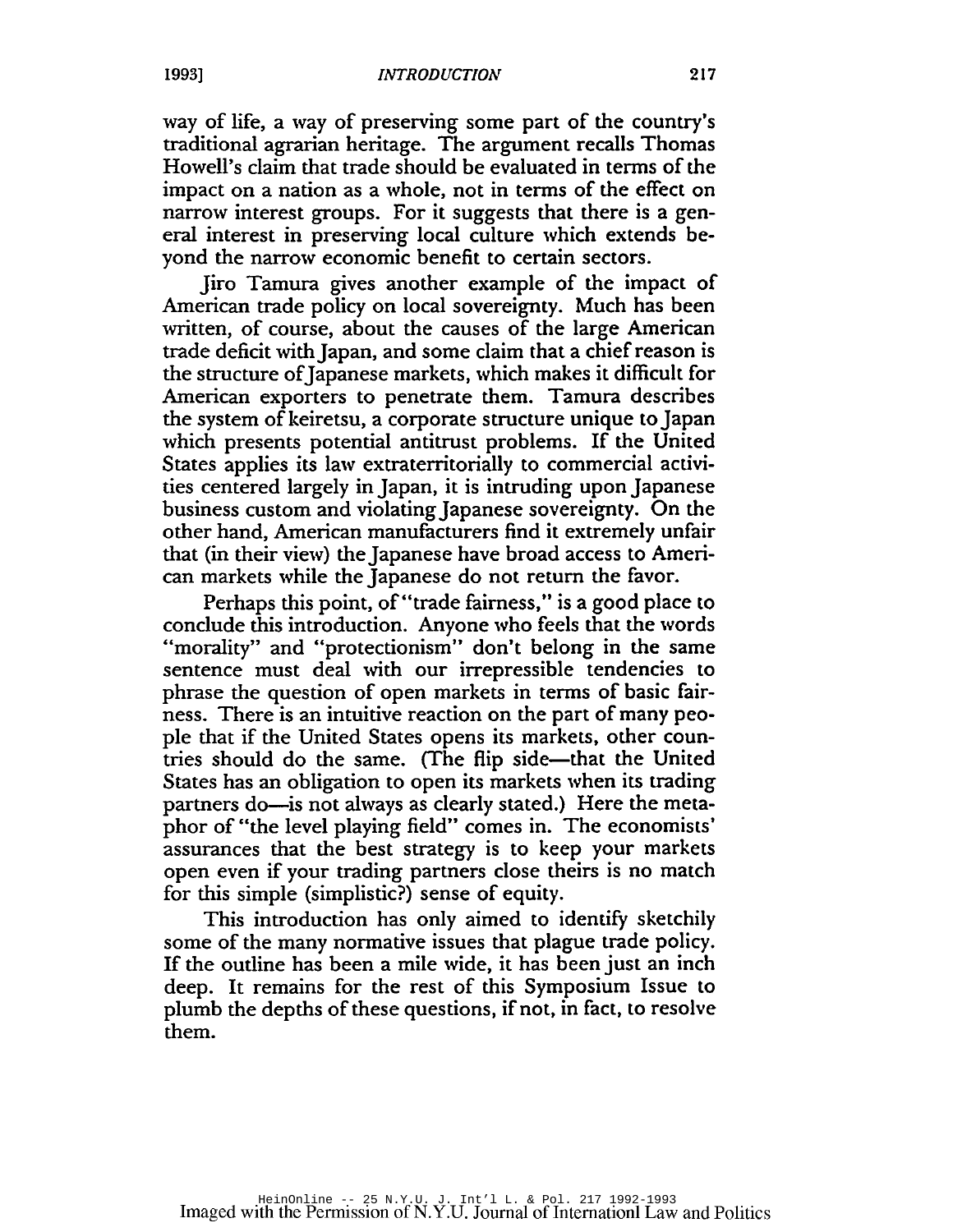way of life, a way of preserving some part of the country's traditional agrarian heritage. The argument recalls Thomas Howell's claim that trade should be evaluated in terms of the impact on a nation as a whole, not in terms of the effect on narrow interest groups. For it suggests that there is a general interest in preserving local culture which extends beyond the narrow economic benefit to certain sectors.

Jiro Tamura gives another example of the impact of American trade policy on local sovereignty. Much has been written, of course, about the causes of the large American trade deficit with Japan, and some claim that a chief reason is the structure of Japanese markets, which makes it difficult for American exporters to penetrate them. Tamura describes the system of keiretsu, a corporate structure unique to Japan which presents potential antitrust problems. If the United States applies its law extraterritorially to commercial activities centered largely in Japan, it is intruding upon Japanese business custom and violating Japanese sovereignty. On the other hand, American manufacturers find it extremely unfair that (in their view) the Japanese have broad access to American markets while the Japanese do not return the favor.

Perhaps this point, of "trade fairness," is a good place to conclude this introduction. Anyone who feels that the words "morality" and "protectionism" don't belong in the same sentence must deal with our irrepressible tendencies to phrase the question of open markets in terms of basic fairness. There is an intuitive reaction on the part of many people that if the United States opens its markets, other countries should do the same. (The flip side—that the United States has an obligation to open its markets when its trading partners do—is not always as clearly stated.) Here the metaphor of "the level playing field" comes in. The economists' assurances that the best strategy is to keep your markets open even if your trading partners close theirs is no match for this simple (simplistic?) sense of equity.

This introduction has only aimed to identify sketchily some of the many normative issues that plague trade policy. If the outline has been a mile wide, it has been just an inch deep. It remains for the rest of this Symposium Issue to plumb the depths of these questions, if not, in fact, to resolve them.